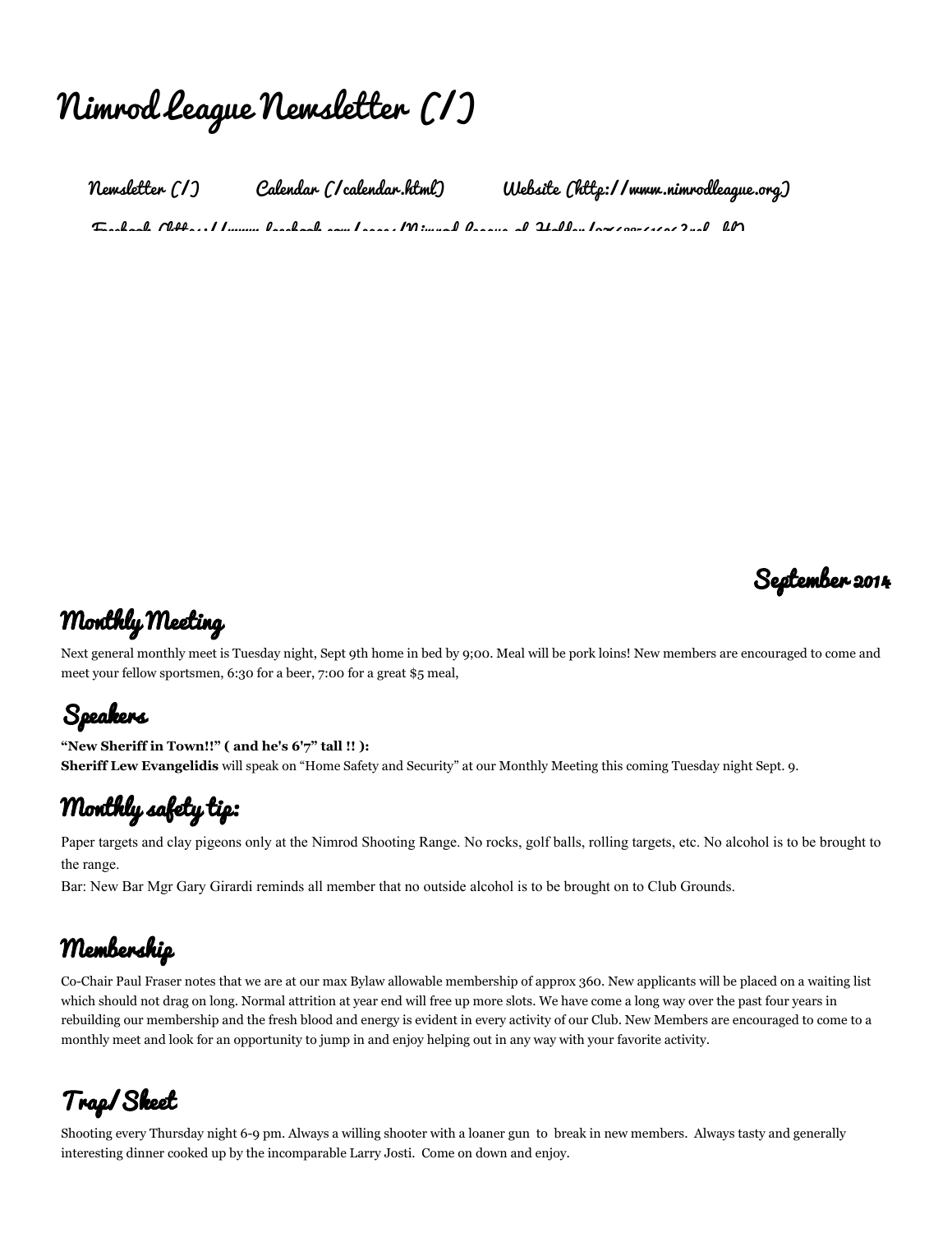# Nimrod League Newsletter (/)

Newsletter (/) Calendar (/calendar.html) Website (http://www.nimrodleague.org)

Facebook (https://www.facebook.com/pages/Nimrod-League-of-Holden/276885616963?ref=hl)

September 2014

## Monthly Meeting

Next general monthly meet is Tuesday night, Sept 9th home in bed by 9;00. Meal will be pork loins! New members are encouraged to come and meet your fellow sportsmen, 6:30 for a beer, 7:00 for a great $5 meal,

## Speakers

**"New Sheriff in Town!!" ( and he's 6'7" tall !! ):**
**Sheriff Lew Evangelidis** will speak on "Home Safety and Security" at our Monthly Meeting this coming Tuesday night Sept. 9.

## Monthly safety tip:

Paper targets and clay pigeons only at the Nimrod Shooting Range. No rocks, golf balls, rolling targets, etc. No alcohol is to be brought to the range.

Bar: New Bar Mgr Gary Girardi reminds all member that no outside alcohol is to be brought on to Club Grounds.

## Membership

Co-Chair Paul Fraser notes that we are at our max Bylaw allowable membership of approx 360. New applicants will be placed on a waiting list which should not drag on long. Normal attrition at year end will free up more slots. We have come a long way over the past four years in rebuilding our membership and the fresh blood and energy is evident in every activity of our Club. New Members are encouraged to come to a monthly meet and look for an opportunity to jump in and enjoy helping out in any way with your favorite activity.

## Trap/Skeet

Shooting every Thursday night 6-9 pm. Always a willing shooter with a loaner gun to break in new members. Always tasty and generally interesting dinner cooked up by the incomparable Larry Josti. Come on down and enjoy.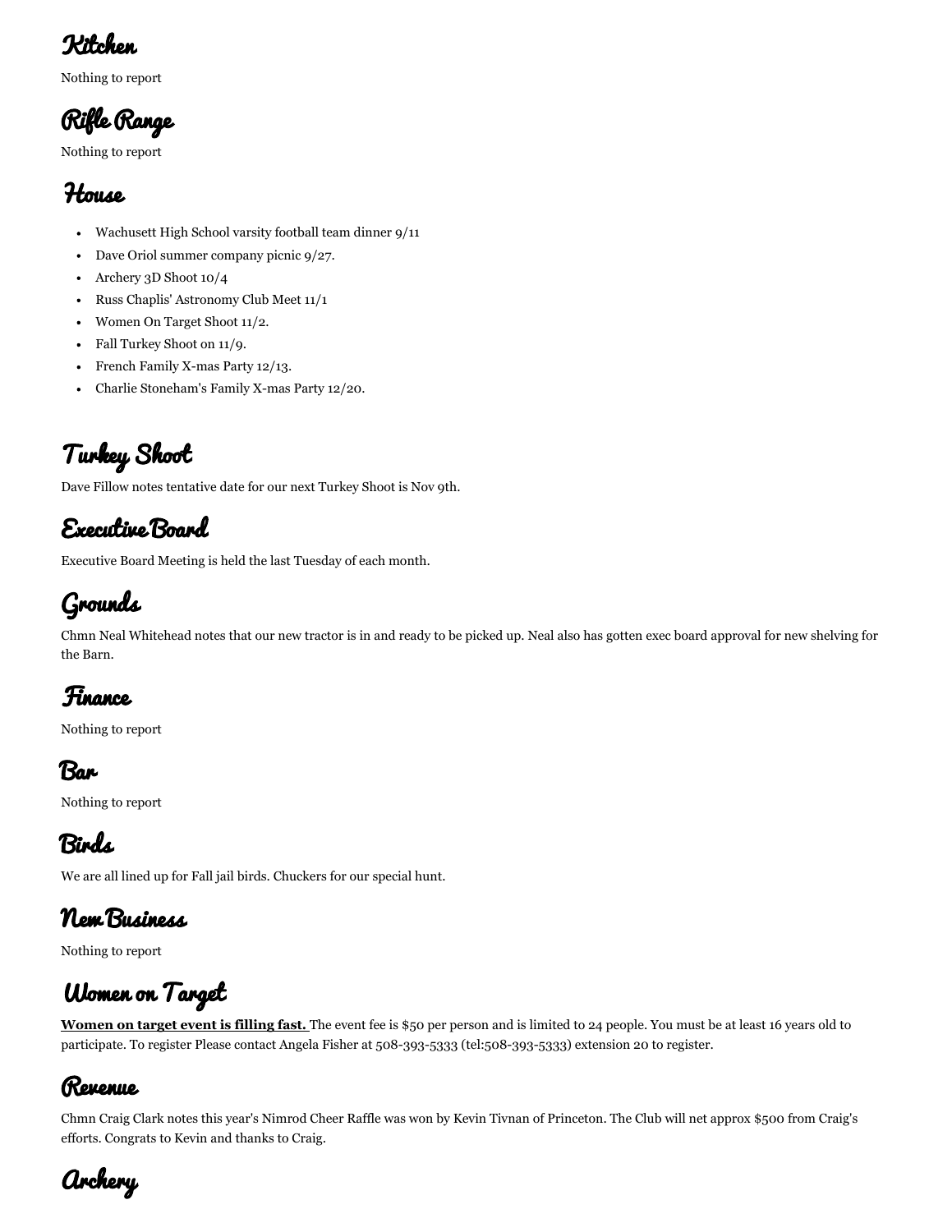## Kitchen

Nothing to report

## Rifle Range

Nothing to report

## House

- Wachusett High School varsity football team dinner 9/11
- Dave Oriol summer company picnic 9/27.
- Archery 3D Shoot 10/4
- Russ Chaplis' Astronomy Club Meet 11/1
- Women On Target Shoot 11/2.
- Fall Turkey Shoot on 11/9.
- French Family X-mas Party 12/13.
- Charlie Stoneham's Family X-mas Party 12/20.

## Turkey Shoot

Dave Fillow notes tentative date for our next Turkey Shoot is Nov 9th.

## Executive Board

Executive Board Meeting is held the last Tuesday of each month.

## Grounds

Chmn Neal Whitehead notes that our new tractor is in and ready to be picked up. Neal also has gotten exec board approval for new shelving for the Barn.

## Finance

Nothing to report

## Bar

Nothing to report

## Birds

We are all lined up for Fall jail birds. Chuckers for our special hunt.

## New Business

Nothing to report

## Women on Target

**Women on target event is filling fast.** The event fee is $50 per person and is limited to 24 people. You must be at least 16 years old to participate. To register Please contact Angela Fisher at 508-393-5333 (tel:508-393-5333) extension 20 to register.

## Revenue

Chmn Craig Clark notes this year's Nimrod Cheer Raffle was won by Kevin Tivnan of Princeton. The Club will net approx $500 from Craig's efforts. Congrats to Kevin and thanks to Craig.

## Archery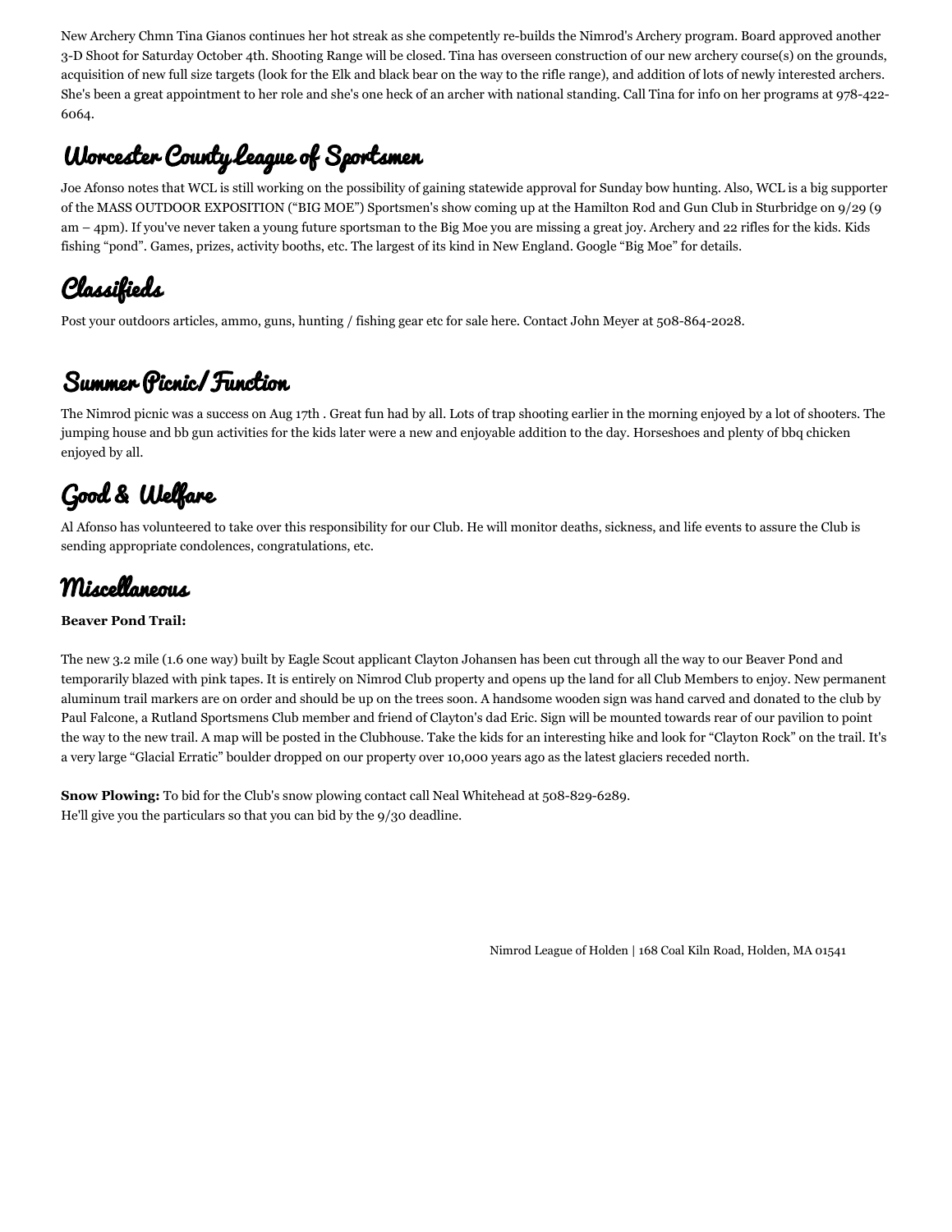New Archery Chmn Tina Gianos continues her hot streak as she competently re-builds the Nimrod's Archery program. Board approved another 3-D Shoot for Saturday October 4th. Shooting Range will be closed. Tina has overseen construction of our new archery course(s) on the grounds, acquisition of new full size targets (look for the Elk and black bear on the way to the rifle range), and addition of lots of newly interested archers. She's been a great appointment to her role and she's one heck of an archer with national standing. Call Tina for info on her programs at 978-422-6064.

## Worcester County League of Sportsmen

Joe Afonso notes that WCL is still working on the possibility of gaining statewide approval for Sunday bow hunting. Also, WCL is a big supporter of the MASS OUTDOOR EXPOSITION ("BIG MOE") Sportsmen's show coming up at the Hamilton Rod and Gun Club in Sturbridge on 9/29 (9 am – 4pm). If you've never taken a young future sportsman to the Big Moe you are missing a great joy. Archery and 22 rifles for the kids. Kids fishing "pond". Games, prizes, activity booths, etc. The largest of its kind in New England. Google "Big Moe" for details.

## Classifieds

Post your outdoors articles, ammo, guns, hunting / fishing gear etc for sale here. Contact John Meyer at 508-864-2028.

## Summer Picnic/ Function

The Nimrod picnic was a success on Aug 17th . Great fun had by all. Lots of trap shooting earlier in the morning enjoyed by a lot of shooters. The jumping house and bb gun activities for the kids later were a new and enjoyable addition to the day. Horseshoes and plenty of bbq chicken enjoyed by all.

## Good & Welfare

Al Afonso has volunteered to take over this responsibility for our Club. He will monitor deaths, sickness, and life events to assure the Club is sending appropriate condolences, congratulations, etc.

## Miscellaneous

**Beaver Pond Trail:**

The new 3.2 mile (1.6 one way) built by Eagle Scout applicant Clayton Johansen has been cut through all the way to our Beaver Pond and temporarily blazed with pink tapes. It is entirely on Nimrod Club property and opens up the land for all Club Members to enjoy. New permanent aluminum trail markers are on order and should be up on the trees soon. A handsome wooden sign was hand carved and donated to the club by Paul Falcone, a Rutland Sportsmens Club member and friend of Clayton's dad Eric. Sign will be mounted towards rear of our pavilion to point the way to the new trail. A map will be posted in the Clubhouse. Take the kids for an interesting hike and look for "Clayton Rock" on the trail. It's a very large "Glacial Erratic" boulder dropped on our property over 10,000 years ago as the latest glaciers receded north.

**Snow Plowing:** To bid for the Club's snow plowing contact call Neal Whitehead at 508-829-6289.
He'll give you the particulars so that you can bid by the 9/30 deadline.

Nimrod League of Holden | 168 Coal Kiln Road, Holden, MA 01541